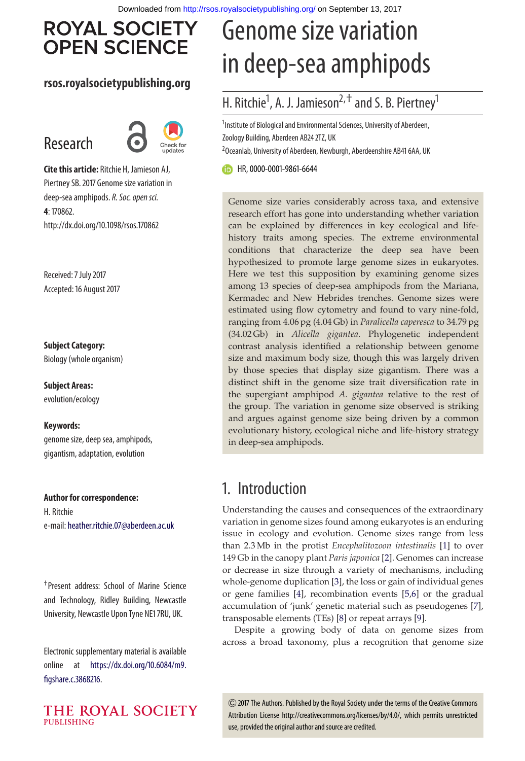ROYAL SOCIETY OPEN SCIENCE

rsos.royalsocietypublishing.org

Research

**Cite this article:** Ritchie H, Jamieson AJ, Piertney SB. 2017 Genome size variation in deep-sea amphipods. *R. Soc. open sci.* **4**: 170862. http://dx.doi.org/10.1098/rsos.170862

Received: 7 July 2017
Accepted: 16 August 2017

**Subject Category:**
Biology (whole organism)

**Subject Areas:**
evolution/ecology

**Keywords:**
genome size, deep sea, amphipods, gigantism, adaptation, evolution

**Author for correspondence:**
H. Ritchie
e-mail: heather.ritchie.07@aberdeen.ac.uk

†Present address: School of Marine Science and Technology, Ridley Building, Newcastle University, Newcastle Upon Tyne NE1 7RU, UK.

Electronic supplementary material is available online at https://dx.doi.org/10.6084/m9.figshare.c.3868216.

# Genome size variation in deep-sea amphipods

H. Ritchie[1], A. J. Jamieson[2,†] and S. B. Piertney[1]

[1]Institute of Biological and Environmental Sciences, University of Aberdeen, Zoology Building, Aberdeen AB24 2TZ, UK
[2]Oceanlab, University of Aberdeen, Newburgh, Aberdeenshire AB41 6AA, UK

HR, 0000-0001-9861-6644

Genome size varies considerably across taxa, and extensive research effort has gone into understanding whether variation can be explained by differences in key ecological and life-history traits among species. The extreme environmental conditions that characterize the deep sea have been hypothesized to promote large genome sizes in eukaryotes. Here we test this supposition by examining genome sizes among 13 species of deep-sea amphipods from the Mariana, Kermadec and New Hebrides trenches. Genome sizes were estimated using flow cytometry and found to vary nine-fold, ranging from 4.06 pg (4.04 Gb) in *Paralicella caperesca* to 34.79 pg (34.02 Gb) in *Alicella gigantea*. Phylogenetic independent contrast analysis identified a relationship between genome size and maximum body size, though this was largely driven by those species that display size gigantism. There was a distinct shift in the genome size trait diversification rate in the supergiant amphipod *A. gigantea* relative to the rest of the group. The variation in genome size observed is striking and argues against genome size being driven by a common evolutionary history, ecological niche and life-history strategy in deep-sea amphipods.

## 1. Introduction

Understanding the causes and consequences of the extraordinary variation in genome sizes found among eukaryotes is an enduring issue in ecology and evolution. Genome sizes range from less than 2.3 Mb in the protist *Encephalitozoon intestinalis* [1] to over 149 Gb in the canopy plant *Paris japonica* [2]. Genomes can increase or decrease in size through a variety of mechanisms, including whole-genome duplication [3], the loss or gain of individual genes or gene families [4], recombination events [5,6] or the gradual accumulation of 'junk' genetic material such as pseudogenes [7], transposable elements (TEs) [8] or repeat arrays [9].

Despite a growing body of data on genome sizes from across a broad taxonomy, plus a recognition that genome size

© 2017 The Authors. Published by the Royal Society under the terms of the Creative Commons Attribution License http://creativecommons.org/licenses/by/4.0/, which permits unrestricted use, provided the original author and source are credited.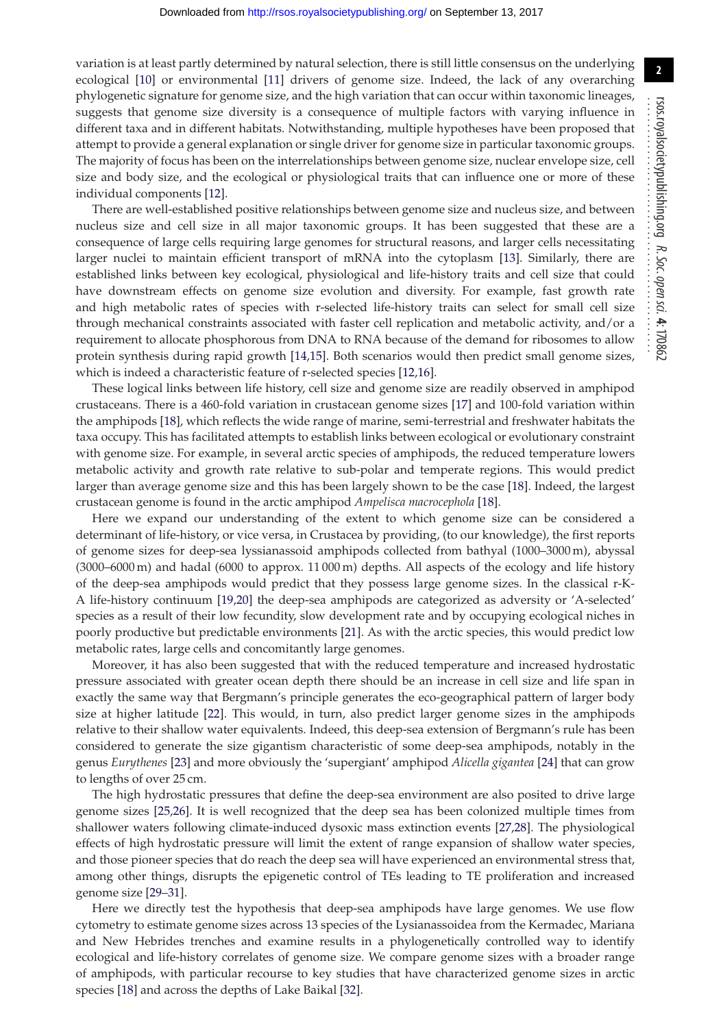variation is at least partly determined by natural selection, there is still little consensus on the underlying ecological [10] or environmental [11] drivers of genome size. Indeed, the lack of any overarching phylogenetic signature for genome size, and the high variation that can occur within taxonomic lineages, suggests that genome size diversity is a consequence of multiple factors with varying influence in different taxa and in different habitats. Notwithstanding, multiple hypotheses have been proposed that attempt to provide a general explanation or single driver for genome size in particular taxonomic groups. The majority of focus has been on the interrelationships between genome size, nuclear envelope size, cell size and body size, and the ecological or physiological traits that can influence one or more of these individual components [12].

There are well-established positive relationships between genome size and nucleus size, and between nucleus size and cell size in all major taxonomic groups. It has been suggested that these are a consequence of large cells requiring large genomes for structural reasons, and larger cells necessitating larger nuclei to maintain efficient transport of mRNA into the cytoplasm [13]. Similarly, there are established links between key ecological, physiological and life-history traits and cell size that could have downstream effects on genome size evolution and diversity. For example, fast growth rate and high metabolic rates of species with r-selected life-history traits can select for small cell size through mechanical constraints associated with faster cell replication and metabolic activity, and/or a requirement to allocate phosphorous from DNA to RNA because of the demand for ribosomes to allow protein synthesis during rapid growth [14,15]. Both scenarios would then predict small genome sizes, which is indeed a characteristic feature of r-selected species [12,16].

These logical links between life history, cell size and genome size are readily observed in amphipod crustaceans. There is a 460-fold variation in crustacean genome sizes [17] and 100-fold variation within the amphipods [18], which reflects the wide range of marine, semi-terrestrial and freshwater habitats the taxa occupy. This has facilitated attempts to establish links between ecological or evolutionary constraint with genome size. For example, in several arctic species of amphipods, the reduced temperature lowers metabolic activity and growth rate relative to sub-polar and temperate regions. This would predict larger than average genome size and this has been largely shown to be the case [18]. Indeed, the largest crustacean genome is found in the arctic amphipod *Ampelisca macrocephola* [18].

Here we expand our understanding of the extent to which genome size can be considered a determinant of life-history, or vice versa, in Crustacea by providing, (to our knowledge), the first reports of genome sizes for deep-sea lyssianassoid amphipods collected from bathyal (1000–3000 m), abyssal (3000–6000 m) and hadal (6000 to approx. 11 000 m) depths. All aspects of the ecology and life history of the deep-sea amphipods would predict that they possess large genome sizes. In the classical r-K-A life-history continuum [19,20] the deep-sea amphipods are categorized as adversity or 'A-selected' species as a result of their low fecundity, slow development rate and by occupying ecological niches in poorly productive but predictable environments [21]. As with the arctic species, this would predict low metabolic rates, large cells and concomitantly large genomes.

Moreover, it has also been suggested that with the reduced temperature and increased hydrostatic pressure associated with greater ocean depth there should be an increase in cell size and life span in exactly the same way that Bergmann's principle generates the eco-geographical pattern of larger body size at higher latitude [22]. This would, in turn, also predict larger genome sizes in the amphipods relative to their shallow water equivalents. Indeed, this deep-sea extension of Bergmann's rule has been considered to generate the size gigantism characteristic of some deep-sea amphipods, notably in the genus *Eurythenes* [23] and more obviously the 'supergiant' amphipod *Alicella gigantea* [24] that can grow to lengths of over 25 cm.

The high hydrostatic pressures that define the deep-sea environment are also posited to drive large genome sizes [25,26]. It is well recognized that the deep sea has been colonized multiple times from shallower waters following climate-induced dysoxic mass extinction events [27,28]. The physiological effects of high hydrostatic pressure will limit the extent of range expansion of shallow water species, and those pioneer species that do reach the deep sea will have experienced an environmental stress that, among other things, disrupts the epigenetic control of TEs leading to TE proliferation and increased genome size [29–31].

Here we directly test the hypothesis that deep-sea amphipods have large genomes. We use flow cytometry to estimate genome sizes across 13 species of the Lysianassoidea from the Kermadec, Mariana and New Hebrides trenches and examine results in a phylogenetically controlled way to identify ecological and life-history correlates of genome size. We compare genome sizes with a broader range of amphipods, with particular recourse to key studies that have characterized genome sizes in arctic species [18] and across the depths of Lake Baikal [32].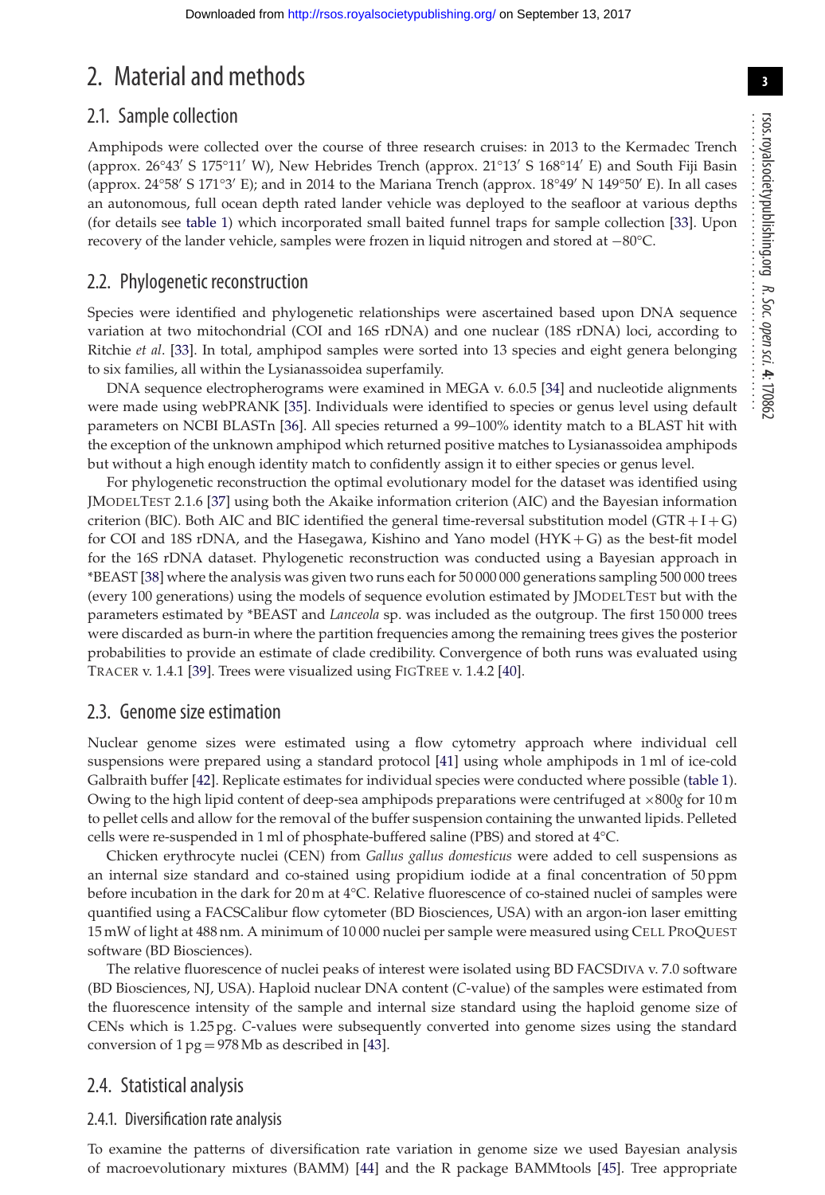## 2. Material and methods

### 2.1. Sample collection

Amphipods were collected over the course of three research cruises: in 2013 to the Kermadec Trench (approx. 26°43′ S 175°11′ W), New Hebrides Trench (approx. 21°13′ S 168°14′ E) and South Fiji Basin (approx. 24°58′ S 171°3′ E); and in 2014 to the Mariana Trench (approx. 18°49′ N 149°50′ E). In all cases an autonomous, full ocean depth rated lander vehicle was deployed to the seafloor at various depths (for details see table 1) which incorporated small baited funnel traps for sample collection [33]. Upon recovery of the lander vehicle, samples were frozen in liquid nitrogen and stored at −80°C.

### 2.2. Phylogenetic reconstruction

Species were identified and phylogenetic relationships were ascertained based upon DNA sequence variation at two mitochondrial (COI and 16S rDNA) and one nuclear (18S rDNA) loci, according to Ritchie *et al*. [33]. In total, amphipod samples were sorted into 13 species and eight genera belonging to six families, all within the Lysianassoidea superfamily.

DNA sequence electropherograms were examined in MEGA v. 6.0.5 [34] and nucleotide alignments were made using webPRANK [35]. Individuals were identified to species or genus level using default parameters on NCBI BLASTn [36]. All species returned a 99–100% identity match to a BLAST hit with the exception of the unknown amphipod which returned positive matches to Lysianassoidea amphipods but without a high enough identity match to confidently assign it to either species or genus level.

For phylogenetic reconstruction the optimal evolutionary model for the dataset was identified using JModelTest 2.1.6 [37] using both the Akaike information criterion (AIC) and the Bayesian information criterion (BIC). Both AIC and BIC identified the general time-reversal substitution model (GTR + I + G) for COI and 18S rDNA, and the Hasegawa, Kishino and Yano model (HYK + G) as the best-fit model for the 16S rDNA dataset. Phylogenetic reconstruction was conducted using a Bayesian approach in *BEAST [38] where the analysis was given two runs each for 50 000 000 generations sampling 500 000 trees (every 100 generations) using the models of sequence evolution estimated by JModelTest but with the parameters estimated by *BEAST and *Lanceola* sp. was included as the outgroup. The first 150 000 trees were discarded as burn-in where the partition frequencies among the remaining trees gives the posterior probabilities to provide an estimate of clade credibility. Convergence of both runs was evaluated using Tracer v. 1.4.1 [39]. Trees were visualized using FigTree v. 1.4.2 [40].

### 2.3. Genome size estimation

Nuclear genome sizes were estimated using a flow cytometry approach where individual cell suspensions were prepared using a standard protocol [41] using whole amphipods in 1 ml of ice-cold Galbraith buffer [42]. Replicate estimates for individual species were conducted where possible (table 1). Owing to the high lipid content of deep-sea amphipods preparations were centrifuged at ×800*g* for 10 m to pellet cells and allow for the removal of the buffer suspension containing the unwanted lipids. Pelleted cells were re-suspended in 1 ml of phosphate-buffered saline (PBS) and stored at 4°C.

Chicken erythrocyte nuclei (CEN) from *Gallus gallus domesticus* were added to cell suspensions as an internal size standard and co-stained using propidium iodide at a final concentration of 50 ppm before incubation in the dark for 20 m at 4°C. Relative fluorescence of co-stained nuclei of samples were quantified using a FACSCalibur flow cytometer (BD Biosciences, USA) with an argon-ion laser emitting 15 mW of light at 488 nm. A minimum of 10 000 nuclei per sample were measured using Cell ProQuest software (BD Biosciences).

The relative fluorescence of nuclei peaks of interest were isolated using BD FACSDiva v. 7.0 software (BD Biosciences, NJ, USA). Haploid nuclear DNA content (*C*-value) of the samples were estimated from the fluorescence intensity of the sample and internal size standard using the haploid genome size of CENs which is 1.25 pg. *C*-values were subsequently converted into genome sizes using the standard conversion of 1 pg = 978 Mb as described in [43].

### 2.4. Statistical analysis

#### 2.4.1. Diversification rate analysis

To examine the patterns of diversification rate variation in genome size we used Bayesian analysis of macroevolutionary mixtures (BAMM) [44] and the R package BAMMtools [45]. Tree appropriate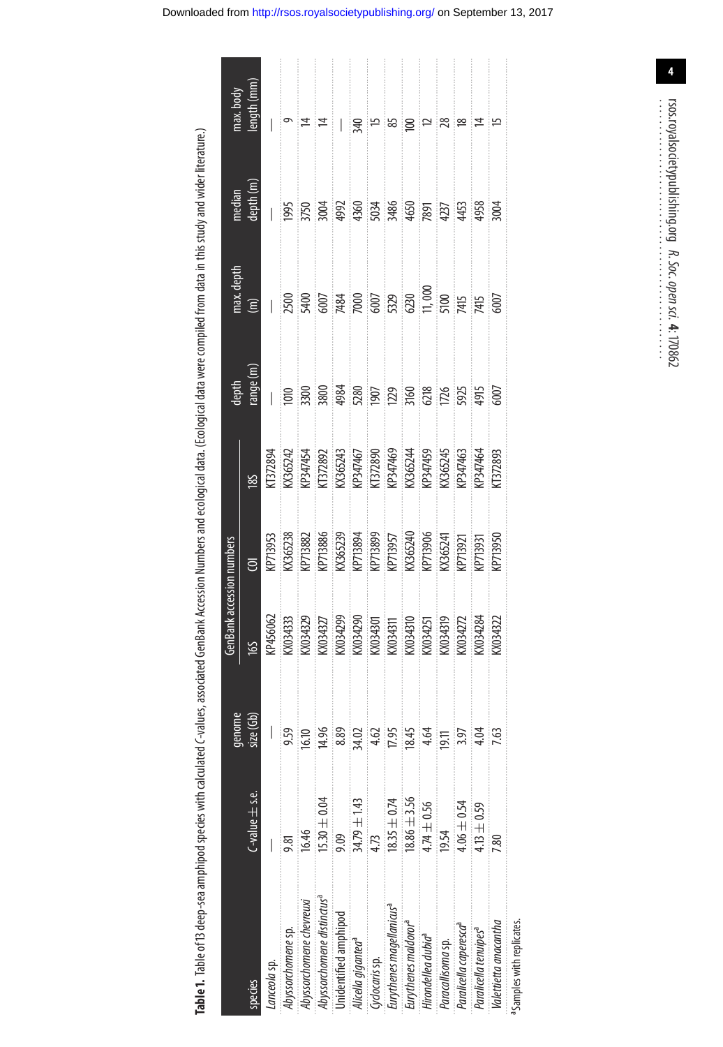**Table 1.** Table of 13 deep-sea amphipod species with calculated C-values, associated GenBank Accession Numbers and ecological data. (Ecological data were compiled from data in this study and wider literature.)

| species | C-value ± s.e. | genome size (Gb) | GenBank accession numbers | | | depth range (m) | max. depth (m) | median depth (m) | max. body length (mm) |
|---|---|---|---|---|---|---|---|---|---|
| | | | 16S | COI | 18S | | | | |
| *Lanceola* sp. | — | — | KP456062 | KP713953 | KT372894 | — | — | — | — |
| *Abyssorchomene* sp. | 9.81 | 9.59 | KX034333 | KX365238 | KX365242 | 1010 | 2500 | 1995 | 9 |
| *Abyssorchomene chevreuxi* | 16.46 | 16.10 | KX034329 | KP713882 | KP347454 | 3300 | 5400 | 3750 | 14 |
| *Abyssorchomene distinctus*[a] | 15.30 ± 0.04 | 14.96 | KX034327 | KP713886 | KT372892 | 3800 | 6007 | 3004 | 14 |
| Unidentified amphipod | 9.09 | 8.89 | KX034299 | KX365239 | KX365243 | 4984 | 7484 | 4992 | — |
| *Alicella gigantea*[a] | 34.79 ± 1.43 | 34.02 | KX034290 | KP713894 | KP347467 | 5280 | 7000 | 4360 | 340 |
| *Cyclocaris* sp. | 4.73 | 4.62 | KX034301 | KP713899 | KT372890 | 1907 | 6007 | 5034 | 15 |
| *Eurythenes magellanicus*[a] | 18.35 ± 0.74 | 17.95 | KX034311 | KP713957 | KP347469 | 1229 | 5329 | 3486 | 85 |
| *Eurythenes maldoror*[a] | 18.86 ± 3.56 | 18.45 | KX034310 | KX365240 | KX365244 | 3160 | 6230 | 4650 | 100 |
| *Hirondellea dubia*[a] | 4.74 ± 0.56 | 4.64 | KX034251 | KP713906 | KP347459 | 6218 | 11,000 | 7891 | 12 |
| *Paracallisoma* sp. | 19.54 | 19.11 | KX034319 | KX365241 | KX365245 | 1726 | 5100 | 4237 | 28 |
| *Paralicella caperesca*[a] | 4.06 ± 0.54 | 3.97 | KX034272 | KP713921 | KP347463 | 5925 | 7415 | 4453 | 18 |
| *Paralicella tenuipes*[a] | 4.13 ± 0.59 | 4.04 | KX034284 | KP713931 | KP347464 | 4915 | 7415 | 4958 | 14 |
| *Valettietta anacantha* | 7.80 | 7.63 | KX034322 | KP713950 | KT372893 | 6007 | 6007 | 3004 | 15 |

[a]Samples with replicates.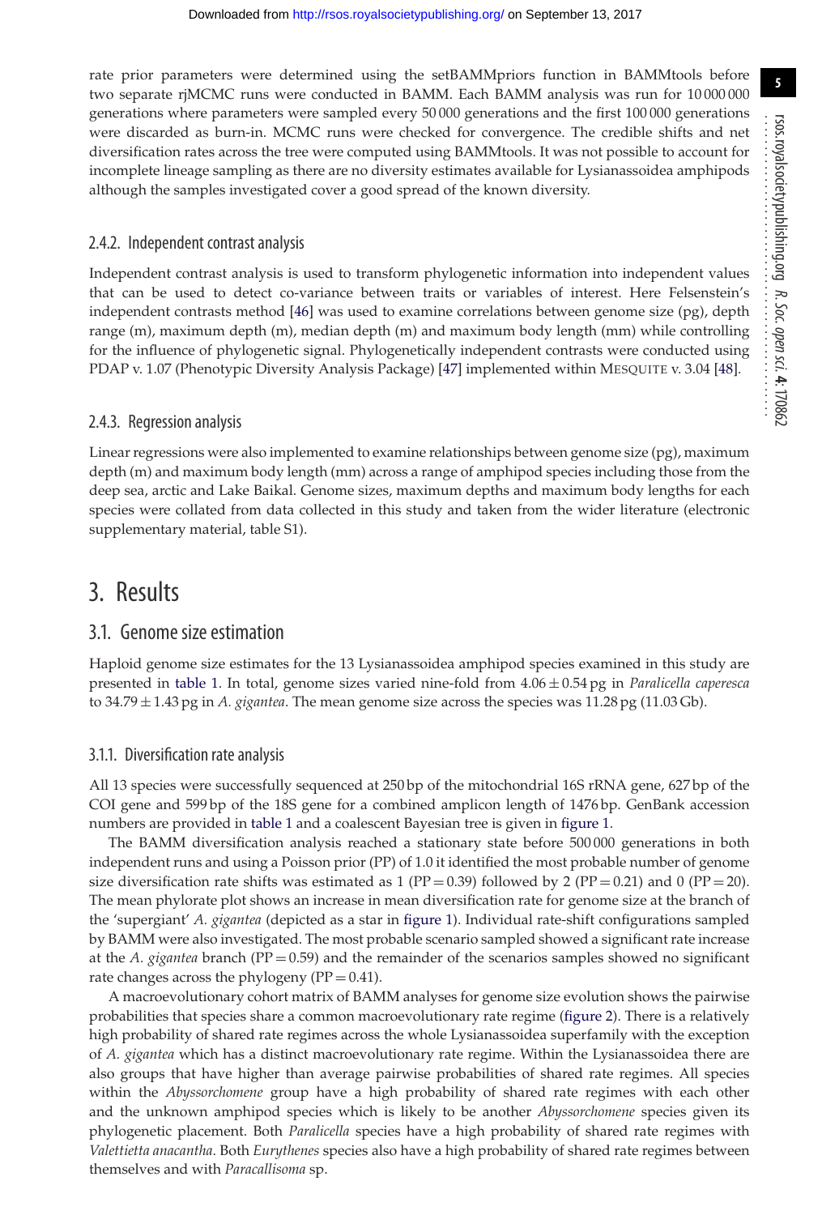rate prior parameters were determined using the setBAMMpriors function in BAMMtools before two separate rjMCMC runs were conducted in BAMM. Each BAMM analysis was run for 10 000 000 generations where parameters were sampled every 50 000 generations and the first 100 000 generations were discarded as burn-in. MCMC runs were checked for convergence. The credible shifts and net diversification rates across the tree were computed using BAMMtools. It was not possible to account for incomplete lineage sampling as there are no diversity estimates available for Lysianassoidea amphipods although the samples investigated cover a good spread of the known diversity.

#### 2.4.2. Independent contrast analysis

Independent contrast analysis is used to transform phylogenetic information into independent values that can be used to detect co-variance between traits or variables of interest. Here Felsenstein's independent contrasts method [46] was used to examine correlations between genome size (pg), depth range (m), maximum depth (m), median depth (m) and maximum body length (mm) while controlling for the influence of phylogenetic signal. Phylogenetically independent contrasts were conducted using PDAP v. 1.07 (Phenotypic Diversity Analysis Package) [47] implemented within MESQUITE v. 3.04 [48].

#### 2.4.3. Regression analysis

Linear regressions were also implemented to examine relationships between genome size (pg), maximum depth (m) and maximum body length (mm) across a range of amphipod species including those from the deep sea, arctic and Lake Baikal. Genome sizes, maximum depths and maximum body lengths for each species were collated from data collected in this study and taken from the wider literature (electronic supplementary material, table S1).

## 3. Results

### 3.1. Genome size estimation

Haploid genome size estimates for the 13 Lysianassoidea amphipod species examined in this study are presented in table 1. In total, genome sizes varied nine-fold from $4.06 \pm 0.54$ pg in *Paralicella caperesca* to $34.79 \pm 1.43$ pg in *A. gigantea*. The mean genome size across the species was 11.28 pg (11.03 Gb).

#### 3.1.1. Diversification rate analysis

All 13 species were successfully sequenced at 250 bp of the mitochondrial 16S rRNA gene, 627 bp of the COI gene and 599 bp of the 18S gene for a combined amplicon length of 1476 bp. GenBank accession numbers are provided in table 1 and a coalescent Bayesian tree is given in figure 1.

The BAMM diversification analysis reached a stationary state before 500 000 generations in both independent runs and using a Poisson prior (PP) of 1.0 it identified the most probable number of genome size diversification rate shifts was estimated as 1 (PP = 0.39) followed by 2 (PP = 0.21) and 0 (PP = 20). The mean phylorate plot shows an increase in mean diversification rate for genome size at the branch of the 'supergiant' *A. gigantea* (depicted as a star in figure 1). Individual rate-shift configurations sampled by BAMM were also investigated. The most probable scenario sampled showed a significant rate increase at the *A. gigantea* branch (PP = 0.59) and the remainder of the scenarios samples showed no significant rate changes across the phylogeny (PP = 0.41).

A macroevolutionary cohort matrix of BAMM analyses for genome size evolution shows the pairwise probabilities that species share a common macroevolutionary rate regime (figure 2). There is a relatively high probability of shared rate regimes across the whole Lysianassoidea superfamily with the exception of *A. gigantea* which has a distinct macroevolutionary rate regime. Within the Lysianassoidea there are also groups that have higher than average pairwise probabilities of shared rate regimes. All species within the *Abyssorchomene* group have a high probability of shared rate regimes with each other and the unknown amphipod species which is likely to be another *Abyssorchomene* species given its phylogenetic placement. Both *Paralicella* species have a high probability of shared rate regimes with *Valettietta anacantha*. Both *Eurythenes* species also have a high probability of shared rate regimes between themselves and with *Paracallisoma* sp.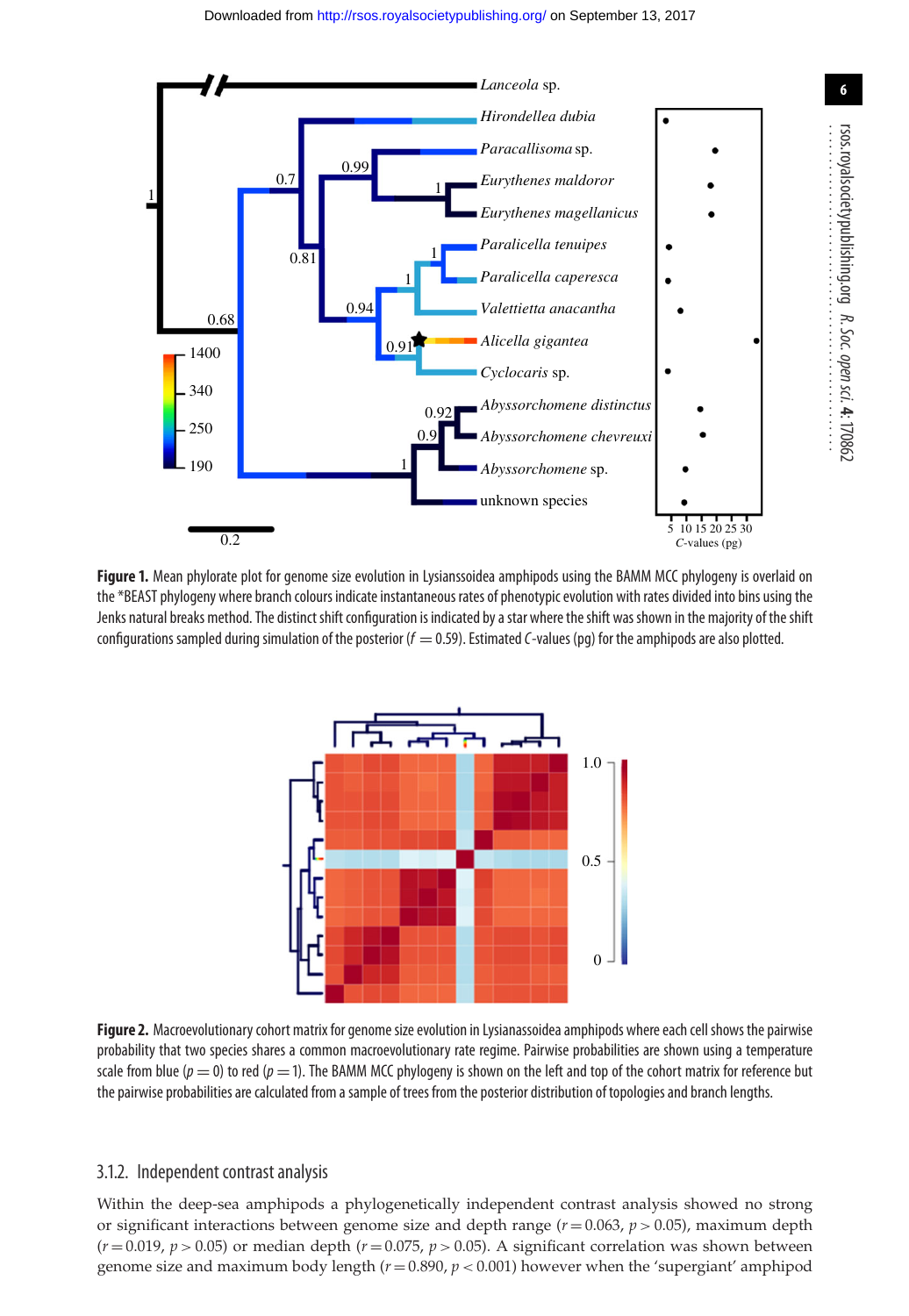**Figure 1.** Mean phylorate plot for genome size evolution in Lysianssoidea amphipods using the BAMM MCC phylogeny is overlaid on the *BEAST phylogeny where branch colours indicate instantaneous rates of phenotypic evolution with rates divided into bins using the Jenks natural breaks method. The distinct shift configuration is indicated by a star where the shift was shown in the majority of the shift configurations sampled during simulation of the posterior ($f = 0.59$). Estimated *C*-values (pg) for the amphipods are also plotted.

**Figure 2.** Macroevolutionary cohort matrix for genome size evolution in Lysianassoidea amphipods where each cell shows the pairwise probability that two species shares a common macroevolutionary rate regime. Pairwise probabilities are shown using a temperature scale from blue ($p = 0$) to red ($p = 1$). The BAMM MCC phylogeny is shown on the left and top of the cohort matrix for reference but the pairwise probabilities are calculated from a sample of trees from the posterior distribution of topologies and branch lengths.

### 3.1.2. Independent contrast analysis

Within the deep-sea amphipods a phylogenetically independent contrast analysis showed no strong or significant interactions between genome size and depth range ($r = 0.063$, $p > 0.05$), maximum depth ($r = 0.019$, $p > 0.05$) or median depth ($r = 0.075$, $p > 0.05$). A significant correlation was shown between genome size and maximum body length ($r = 0.890$, $p < 0.001$) however when the 'supergiant' amphipod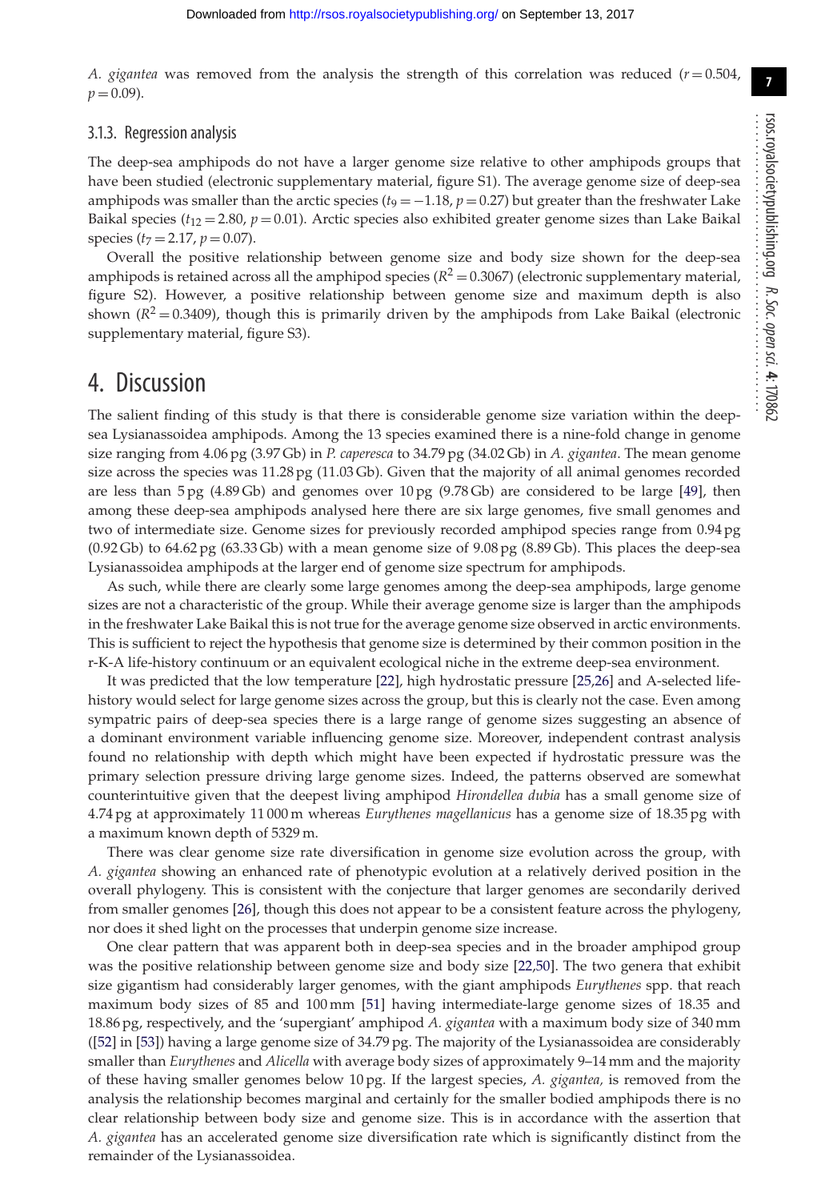*A. gigantea* was removed from the analysis the strength of this correlation was reduced ($r = 0.504$, $p = 0.09$).

### 3.1.3. Regression analysis

The deep-sea amphipods do not have a larger genome size relative to other amphipods groups that have been studied (electronic supplementary material, figure S1). The average genome size of deep-sea amphipods was smaller than the arctic species ($t_9 = -1.18$, $p = 0.27$) but greater than the freshwater Lake Baikal species ($t_{12} = 2.80$, $p = 0.01$). Arctic species also exhibited greater genome sizes than Lake Baikal species ($t_7 = 2.17$, $p = 0.07$).

Overall the positive relationship between genome size and body size shown for the deep-sea amphipods is retained across all the amphipod species ($R^2 = 0.3067$) (electronic supplementary material, figure S2). However, a positive relationship between genome size and maximum depth is also shown ($R^2 = 0.3409$), though this is primarily driven by the amphipods from Lake Baikal (electronic supplementary material, figure S3).

## 4. Discussion

The salient finding of this study is that there is considerable genome size variation within the deep-sea Lysianassoidea amphipods. Among the 13 species examined there is a nine-fold change in genome size ranging from 4.06 pg (3.97 Gb) in *P. caperesca* to 34.79 pg (34.02 Gb) in *A. gigantea*. The mean genome size across the species was 11.28 pg (11.03 Gb). Given that the majority of all animal genomes recorded are less than 5 pg (4.89 Gb) and genomes over 10 pg (9.78 Gb) are considered to be large [49], then among these deep-sea amphipods analysed here there are six large genomes, five small genomes and two of intermediate size. Genome sizes for previously recorded amphipod species range from 0.94 pg (0.92 Gb) to 64.62 pg (63.33 Gb) with a mean genome size of 9.08 pg (8.89 Gb). This places the deep-sea Lysianassoidea amphipods at the larger end of genome size spectrum for amphipods.

As such, while there are clearly some large genomes among the deep-sea amphipods, large genome sizes are not a characteristic of the group. While their average genome size is larger than the amphipods in the freshwater Lake Baikal this is not true for the average genome size observed in arctic environments. This is sufficient to reject the hypothesis that genome size is determined by their common position in the r-K-A life-history continuum or an equivalent ecological niche in the extreme deep-sea environment.

It was predicted that the low temperature [22], high hydrostatic pressure [25,26] and A-selected life-history would select for large genome sizes across the group, but this is clearly not the case. Even among sympatric pairs of deep-sea species there is a large range of genome sizes suggesting an absence of a dominant environment variable influencing genome size. Moreover, independent contrast analysis found no relationship with depth which might have been expected if hydrostatic pressure was the primary selection pressure driving large genome sizes. Indeed, the patterns observed are somewhat counterintuitive given that the deepest living amphipod *Hirondellea dubia* has a small genome size of 4.74 pg at approximately 11 000 m whereas *Eurythenes magellanicus* has a genome size of 18.35 pg with a maximum known depth of 5329 m.

There was clear genome size rate diversification in genome size evolution across the group, with *A. gigantea* showing an enhanced rate of phenotypic evolution at a relatively derived position in the overall phylogeny. This is consistent with the conjecture that larger genomes are secondarily derived from smaller genomes [26], though this does not appear to be a consistent feature across the phylogeny, nor does it shed light on the processes that underpin genome size increase.

One clear pattern that was apparent both in deep-sea species and in the broader amphipod group was the positive relationship between genome size and body size [22,50]. The two genera that exhibit size gigantism had considerably larger genomes, with the giant amphipods *Eurythenes* spp. that reach maximum body sizes of 85 and 100 mm [51] having intermediate-large genome sizes of 18.35 and 18.86 pg, respectively, and the 'supergiant' amphipod *A. gigantea* with a maximum body size of 340 mm ([52] in [53]) having a large genome size of 34.79 pg. The majority of the Lysianassoidea are considerably smaller than *Eurythenes* and *Alicella* with average body sizes of approximately 9–14 mm and the majority of these having smaller genomes below 10 pg. If the largest species, *A. gigantea*, is removed from the analysis the relationship becomes marginal and certainly for the smaller bodied amphipods there is no clear relationship between body size and genome size. This is in accordance with the assertion that *A. gigantea* has an accelerated genome size diversification rate which is significantly distinct from the remainder of the Lysianassoidea.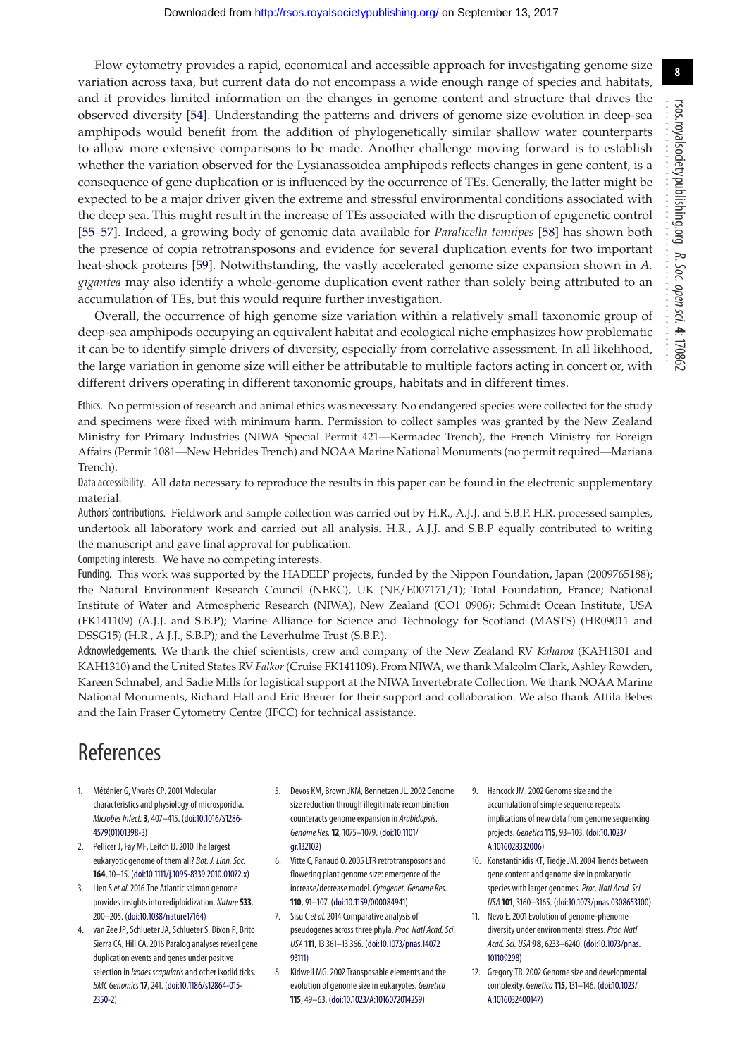Flow cytometry provides a rapid, economical and accessible approach for investigating genome size variation across taxa, but current data do not encompass a wide enough range of species and habitats, and it provides limited information on the changes in genome content and structure that drives the observed diversity [54]. Understanding the patterns and drivers of genome size evolution in deep-sea amphipods would benefit from the addition of phylogenetically similar shallow water counterparts to allow more extensive comparisons to be made. Another challenge moving forward is to establish whether the variation observed for the Lysianassoidea amphipods reflects changes in gene content, is a consequence of gene duplication or is influenced by the occurrence of TEs. Generally, the latter might be expected to be a major driver given the extreme and stressful environmental conditions associated with the deep sea. This might result in the increase of TEs associated with the disruption of epigenetic control [55–57]. Indeed, a growing body of genomic data available for *Paralicella tenuipes* [58] has shown both the presence of copia retrotransposons and evidence for several duplication events for two important heat-shock proteins [59]. Notwithstanding, the vastly accelerated genome size expansion shown in *A. gigantea* may also identify a whole-genome duplication event rather than solely being attributed to an accumulation of TEs, but this would require further investigation.

Overall, the occurrence of high genome size variation within a relatively small taxonomic group of deep-sea amphipods occupying an equivalent habitat and ecological niche emphasizes how problematic it can be to identify simple drivers of diversity, especially from correlative assessment. In all likelihood, the large variation in genome size will either be attributable to multiple factors acting in concert or, with different drivers operating in different taxonomic groups, habitats and in different times.

Ethics. No permission of research and animal ethics was necessary. No endangered species were collected for the study and specimens were fixed with minimum harm. Permission to collect samples was granted by the New Zealand Ministry for Primary Industries (NIWA Special Permit 421—Kermadec Trench), the French Ministry for Foreign Affairs (Permit 1081—New Hebrides Trench) and NOAA Marine National Monuments (no permit required—Mariana Trench).

Data accessibility. All data necessary to reproduce the results in this paper can be found in the electronic supplementary material.

Authors' contributions. Fieldwork and sample collection was carried out by H.R., A.J.J. and S.B.P. H.R. processed samples, undertook all laboratory work and carried out all analysis. H.R., A.J.J. and S.B.P equally contributed to writing the manuscript and gave final approval for publication.

Competing interests. We have no competing interests.

Funding. This work was supported by the HADEEP projects, funded by the Nippon Foundation, Japan (2009765188); the Natural Environment Research Council (NERC), UK (NE/E007171/1); Total Foundation, France; National Institute of Water and Atmospheric Research (NIWA), New Zealand (CO1_0906); Schmidt Ocean Institute, USA (FK141109) (A.J.J. and S.B.P.); Marine Alliance for Science and Technology for Scotland (MASTS) (HR09011 and DSSG15) (H.R., A.J.J., S.B.P.); and the Leverhulme Trust (S.B.P.).

Acknowledgements. We thank the chief scientists, crew and company of the New Zealand RV *Kaharoa* (KAH1301 and KAH1310) and the United States RV *Falkor* (Cruise FK141109). From NIWA, we thank Malcolm Clark, Ashley Rowden, Kareen Schnabel, and Sadie Mills for logistical support at the NIWA Invertebrate Collection. We thank NOAA Marine National Monuments, Richard Hall and Eric Breuer for their support and collaboration. We also thank Attila Bebes and the Iain Fraser Cytometry Centre (IFCC) for technical assistance.

# References

1. Méténier G, Vivarès CP. 2001 Molecular characteristics and physiology of microsporidia. *Microbes Infect.* **3**, 407–415. (doi:10.1016/S1286-4579(01)01398-3)
2. Pellicer J, Fay MF, Leitch IJ. 2010 The largest eukaryotic genome of them all? *Bot. J. Linn. Soc.* **164**, 10–15. (doi:10.1111/j.1095-8339.2010.01072.x)
3. Lien S *et al.* 2016 The Atlantic salmon genome provides insights into rediploidization. *Nature* **533**, 200–205. (doi:10.1038/nature17164)
4. van Zee JP, Schlueter JA, Schlueter S, Dixon P, Brito Sierra CA, Hill CA. 2016 Paralog analyses reveal gene duplication events and genes under positive selection in *Ixodes scapularis* and other ixodid ticks. *BMC Genomics* **17**, 241. (doi:10.1186/s12864-015-2350-2)
5. Devos KM, Brown JKM, Bennetzen JL. 2002 Genome size reduction through illegitimate recombination counteracts genome expansion in *Arabidopsis*. *Genome Res.* **12**, 1075–1079. (doi:10.1101/gr.132102)
6. Vitte C, Panaud O. 2005 LTR retrotransposons and flowering plant genome size: emergence of the increase/decrease model. *Cytogenet. Genome Res.* **110**, 91–107. (doi:10.1159/000084941)
7. Sisu C *et al.* 2014 Comparative analysis of pseudogenes across three phyla. *Proc. Natl Acad. Sci. USA* **111**, 13 361–13 366. (doi:10.1073/pnas.1407293111)
8. Kidwell MG. 2002 Transposable elements and the evolution of genome size in eukaryotes. *Genetica* **115**, 49–63. (doi:10.1023/A:1016072014259)
9. Hancock JM. 2002 Genome size and the accumulation of simple sequence repeats: implications of new data from genome sequencing projects. *Genetica* **115**, 93–103. (doi:10.1023/A:1016028332006)
10. Konstantinidis KT, Tiedje JM. 2004 Trends between gene content and genome size in prokaryotic species with larger genomes. *Proc. Natl Acad. Sci. USA* **101**, 3160–3165. (doi:10.1073/pnas.0308653100)
11. Nevo E. 2001 Evolution of genome-phenome diversity under environmental stress. *Proc. Natl Acad. Sci. USA* **98**, 6233–6240. (doi:10.1073/pnas.101109298)
12. Gregory TR. 2002 Genome size and developmental complexity. *Genetica* **115**, 131–146. (doi:10.1023/A:1016032400147)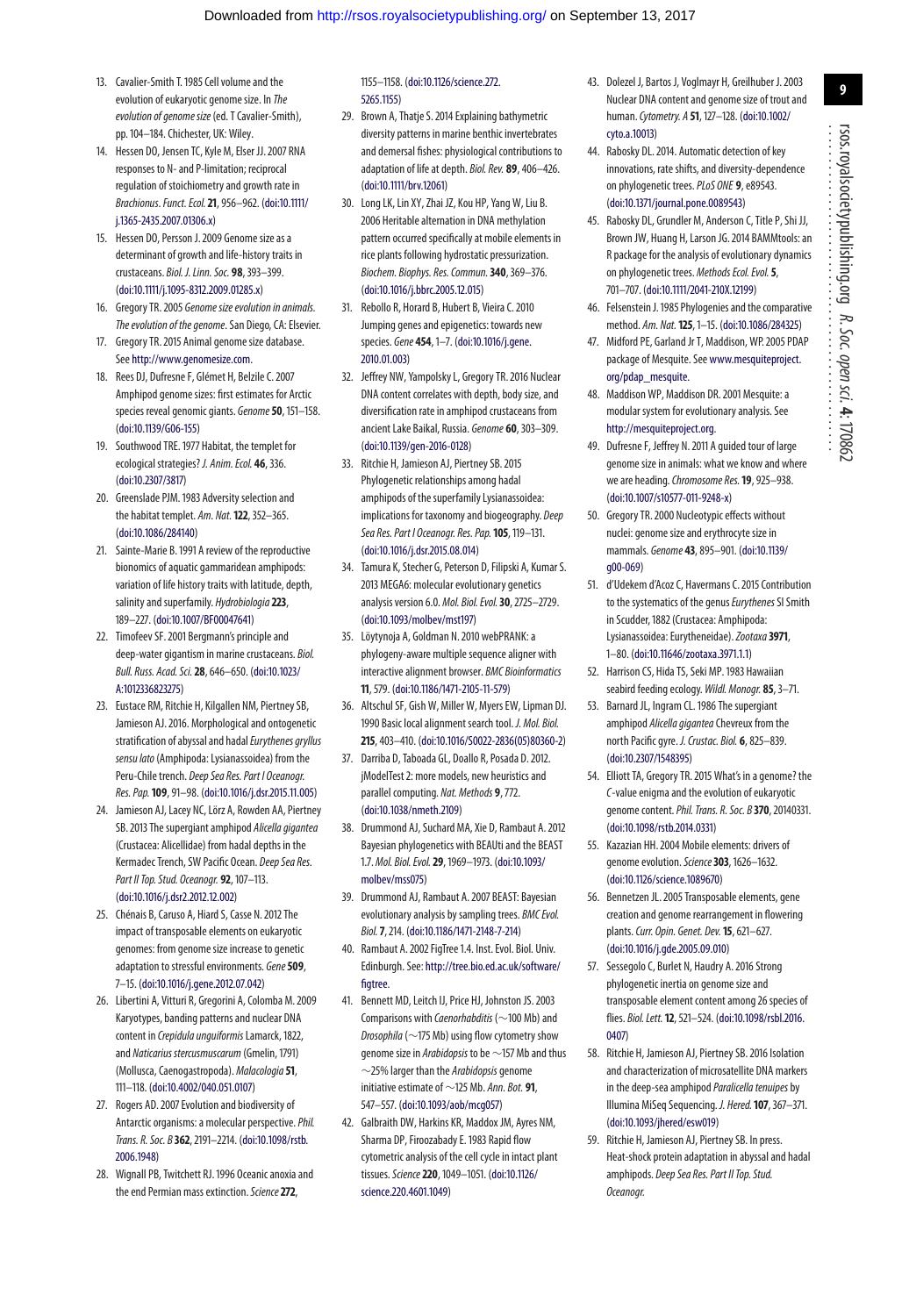13. Cavalier-Smith T. 1985 Cell volume and the evolution of eukaryotic genome size. In *The evolution of genome size* (ed. T Cavalier-Smith), pp. 104–184. Chichester, UK: Wiley.
14. Hessen DO, Jensen TC, Kyle M, Elser JJ. 2007 RNA responses to N- and P-limitation; reciprocal regulation of stoichiometry and growth rate in *Brachionus*. *Funct. Ecol.* **21**, 956–962. (doi:10.1111/j.1365-2435.2007.01306.x)
15. Hessen DO, Persson J. 2009 Genome size as a determinant of growth and life-history traits in crustaceans. *Biol. J. Linn. Soc.* **98**, 393–399. (doi:10.1111/j.1095-8312.2009.01285.x)
16. Gregory TR. 2005 *Genome size evolution in animals. The evolution of the genome*. San Diego, CA: Elsevier.
17. Gregory TR. 2015 Animal genome size database. See http://www.genomesize.com.
18. Rees DJ, Dufresne F, Glémet H, Belzile C. 2007 Amphipod genome sizes: first estimates for Arctic species reveal genomic giants. *Genome* **50**, 151–158. (doi:10.1139/G06-155)
19. Southwood TRE. 1977 Habitat, the templet for ecological strategies? *J. Anim. Ecol.* **46**, 336. (doi:10.2307/3817)
20. Greenslade PJM. 1983 Adversity selection and the habitat templet. *Am. Nat.* **122**, 352–365. (doi:10.1086/284140)
21. Sainte-Marie B. 1991 A review of the reproductive bionomics of aquatic gammaridean amphipods: variation of life history traits with latitude, depth, salinity and superfamily. *Hydrobiologia* **223**, 189–227. (doi:10.1007/BF00047641)
22. Timofeev SF. 2001 Bergmann's principle and deep-water gigantism in marine crustaceans. *Biol. Bull. Russ. Acad. Sci.* **28**, 646–650. (doi:10.1023/A:1012336823275)
23. Eustace RM, Ritchie H, Kilgallen NM, Piertney SB, Jamieson AJ. 2016. Morphological and ontogenetic stratification of abyssal and hadal *Eurythenes gryllus sensu lato* (Amphipoda: Lysianassoidea) from the Peru-Chile trench. *Deep Sea Res. Part I Oceanogr. Res. Pap.* **109**, 91–98. (doi:10.1016/j.dsr.2015.11.005)
24. Jamieson AJ, Lacey NC, Lörz A, Rowden AA, Piertney SB. 2013 The supergiant amphipod *Alicella gigantea* (Crustacea: Alicellidae) from hadal depths in the Kermadec Trench, SW Pacific Ocean. *Deep Sea Res. Part II Top. Stud. Oceanogr.* **92**, 107–113. (doi:10.1016/j.dsr2.2012.12.002)
25. Chénais B, Caruso A, Hiard S, Casse N. 2012 The impact of transposable elements on eukaryotic genomes: from genome size increase to genetic adaptation to stressful environments. *Gene* **509**, 7–15. (doi:10.1016/j.gene.2012.07.042)
26. Libertini A, Vitturi R, Gregorini A, Colomba M. 2009 Karyotypes, banding patterns and nuclear DNA content in *Crepidula unguiformis* Lamarck, 1822, and *Naticarius stercusmuscarum* (Gmelin, 1791) (Mollusca, Caenogastropoda). *Malacologia* **51**, 111–118. (doi:10.4002/040.051.0107)
27. Rogers AD. 2007 Evolution and biodiversity of Antarctic organisms: a molecular perspective. *Phil. Trans. R. Soc. B* **362**, 2191–2214. (doi:10.1098/rstb.2006.1948)
28. Wignall PB, Twitchett RJ. 1996 Oceanic anoxia and the end Permian mass extinction. *Science* **272**, 1155–1158. (doi:10.1126/science.272.5265.1155)
29. Brown A, Thatje S. 2014 Explaining bathymetric diversity patterns in marine benthic invertebrates and demersal fishes: physiological contributions to adaptation of life at depth. *Biol. Rev.* **89**, 406–426. (doi:10.1111/brv.12061)
30. Long LK, Lin XY, Zhai JZ, Kou HP, Yang W, Liu B. 2006 Heritable alternation in DNA methylation pattern occurred specifically at mobile elements in rice plants following hydrostatic pressurization. *Biochem. Biophys. Res. Commun.* **340**, 369–376. (doi:10.1016/j.bbrc.2005.12.015)
31. Rebollo R, Horard B, Hubert B, Vieira C. 2010 Jumping genes and epigenetics: towards new species. *Gene* **454**, 1–7. (doi:10.1016/j.gene.2010.01.003)
32. Jeffrey NW, Yampolsky L, Gregory TR. 2016 Nuclear DNA content correlates with depth, body size, and diversification rate in amphipod crustaceans from ancient Lake Baikal, Russia. *Genome* **60**, 303–309. (doi:10.1139/gen-2016-0128)
33. Ritchie H, Jamieson AJ, Piertney SB. 2015 Phylogenetic relationships among hadal amphipods of the superfamily Lysianassoidea: implications for taxonomy and biogeography. *Deep Sea Res. Part I Oceanogr. Res. Pap.* **105**, 119–131. (doi:10.1016/j.dsr.2015.08.014)
34. Tamura K, Stecher G, Peterson D, Filipski A, Kumar S. 2013 MEGA6: molecular evolutionary genetics analysis version 6.0. *Mol. Biol. Evol.* **30**, 2725–2729. (doi:10.1093/molbev/mst197)
35. Löytynoja A, Goldman N. 2010 webPRANK: a phylogeny-aware multiple sequence aligner with interactive alignment browser. *BMC Bioinformatics* **11**, 579. (doi:10.1186/1471-2105-11-579)
36. Altschul SF, Gish W, Miller W, Myers EW, Lipman DJ. 1990 Basic local alignment search tool. *J. Mol. Biol.* **215**, 403–410. (doi:10.1016/S0022-2836(05)80360-2)
37. Darriba D, Taboada GL, Doallo R, Posada D. 2012. jModelTest 2: more models, new heuristics and parallel computing. *Nat. Methods* **9**, 772. (doi:10.1038/nmeth.2109)
38. Drummond AJ, Suchard MA, Xie D, Rambaut A. 2012 Bayesian phylogenetics with BEAUti and the BEAST 1.7. *Mol. Biol. Evol.* **29**, 1969–1973. (doi:10.1093/molbev/mss075)
39. Drummond AJ, Rambaut A. 2007 BEAST: Bayesian evolutionary analysis by sampling trees. *BMC Evol. Biol.* **7**, 214. (doi:10.1186/1471-2148-7-214)
40. Rambaut A. 2002 FigTree 1.4. Inst. Evol. Biol. Univ. Edinburgh. See: http://tree.bio.ed.ac.uk/software/figtree.
41. Bennett MD, Leitch IJ, Price HJ, Johnston JS. 2003 Comparisons with *Caenorhabditis* (~100 Mb) and *Drosophila* (~175 Mb) using flow cytometry show genome size in *Arabidopsis* to be ~157 Mb and thus ~25% larger than the *Arabidopsis* genome initiative estimate of ~125 Mb. *Ann. Bot.* **91**, 547–557. (doi:10.1093/aob/mcg057)
42. Galbraith DW, Harkins KR, Maddox JM, Ayres NM, Sharma DP, Firoozabady E. 1983 Rapid flow cytometric analysis of the cell cycle in intact plant tissues. *Science* **220**, 1049–1051. (doi:10.1126/science.220.4601.1049)
43. Dolezel J, Bartos J, Voglmayr H, Greilhuber J. 2003 Nuclear DNA content and genome size of trout and human. *Cytometry. A* **51**, 127–128. (doi:10.1002/cyto.a.10013)
44. Rabosky DL. 2014. Automatic detection of key innovations, rate shifts, and diversity-dependence on phylogenetic trees. *PLoS ONE* **9**, e89543. (doi:10.1371/journal.pone.0089543)
45. Rabosky DL, Grundler M, Anderson C, Title P, Shi JJ, Brown JW, Huang H, Larson JG. 2014 BAMMtools: an R package for the analysis of evolutionary dynamics on phylogenetic trees. *Methods Ecol. Evol.* **5**, 701–707. (doi:10.1111/2041-210X.12199)
46. Felsenstein J. 1985 Phylogenies and the comparative method. *Am. Nat.* **125**, 1–15. (doi:10.1086/284325)
47. Midford PE, Garland Jr T, Maddison, WP. 2005 PDAP package of Mesquite. See www.mesquiteproject.org/pdap_mesquite.
48. Maddison WP, Maddison DR. 2001 Mesquite: a modular system for evolutionary analysis. See http://mesquiteproject.org.
49. Dufresne F, Jeffrey N. 2011 A guided tour of large genome size in animals: what we know and where we are heading. *Chromosome Res.* **19**, 925–938. (doi:10.1007/s10577-011-9248-x)
50. Gregory TR. 2000 Nucleotypic effects without nuclei: genome size and erythrocyte size in mammals. *Genome* **43**, 895–901. (doi:10.1139/g00-069)
51. d'Udekem d'Acoz C, Havermans C. 2015 Contribution to the systematics of the genus *Eurythenes* SI Smith in Scudder, 1882 (Crustacea: Amphipoda: Lysianassoidea: Eurytheneidae). *Zootaxa* **3971**, 1–80. (doi:10.11646/zootaxa.3971.1.1)
52. Harrison CS, Hida TS, Seki MP. 1983 Hawaiian seabird feeding ecology. *Wildl. Monogr.* **85**, 3–71.
53. Barnard JL, Ingram CL. 1986 The supergiant amphipod *Alicella gigantea* Chevreux from the north Pacific gyre. *J. Crustac. Biol.* **6**, 825–839. (doi:10.2307/1548395)
54. Elliott TA, Gregory TR. 2015 What's in a genome? the *C*-value enigma and the evolution of eukaryotic genome content. *Phil. Trans. R. Soc. B* **370**, 20140331. (doi:10.1098/rstb.2014.0331)
55. Kazazian HH. 2004 Mobile elements: drivers of genome evolution. *Science* **303**, 1626–1632. (doi:10.1126/science.1089670)
56. Bennetzen JL. 2005 Transposable elements, gene creation and genome rearrangement in flowering plants. *Curr. Opin. Genet. Dev.* **15**, 621–627. (doi:10.1016/j.gde.2005.09.010)
57. Sessegolo C, Burlet N, Haudry A. 2016 Strong phylogenetic inertia on genome size and transposable element content among 26 species of flies. *Biol. Lett.* **12**, 521–524. (doi:10.1098/rsbl.2016.0407)
58. Ritchie H, Jamieson AJ, Piertney SB. 2016 Isolation and characterization of microsatellite DNA markers in the deep-sea amphipod *Paralicella tenuipes* by Illumina MiSeq Sequencing. *J. Hered.* **107**, 367–371. (doi:10.1093/jhered/esw019)
59. Ritchie H, Jamieson AJ, Piertney SB. In press. Heat-shock protein adaptation in abyssal and hadal amphipods. *Deep Sea Res. Part II Top. Stud. Oceanogr.*